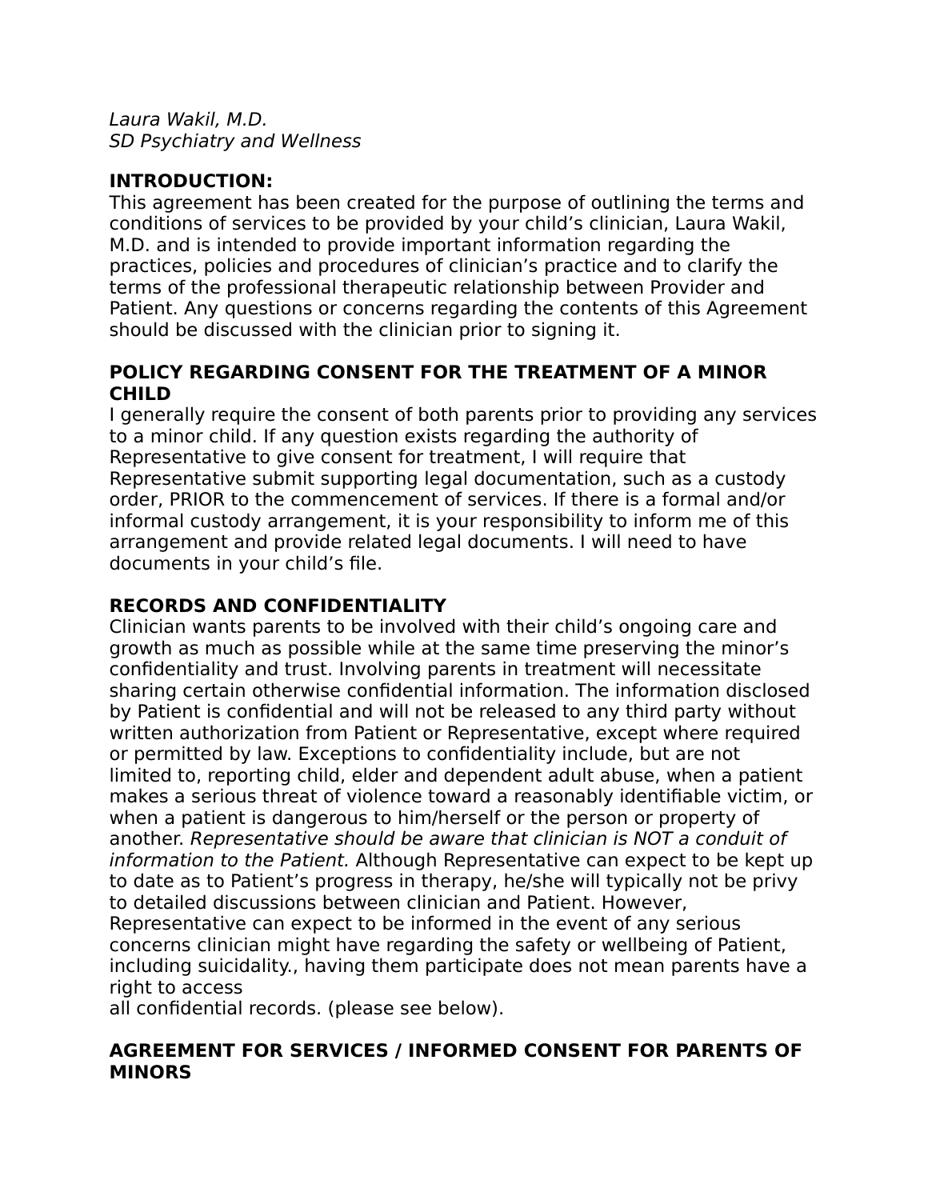*Laura Wakil, M.D.*
*SD Psychiatry and Wellness*

**INTRODUCTION:**
This agreement has been created for the purpose of outlining the terms and conditions of services to be provided by your child's clinician, Laura Wakil, M.D. and is intended to provide important information regarding the practices, policies and procedures of clinician's practice and to clarify the terms of the professional therapeutic relationship between Provider and Patient. Any questions or concerns regarding the contents of this Agreement should be discussed with the clinician prior to signing it.

**POLICY REGARDING CONSENT FOR THE TREATMENT OF A MINOR CHILD**
I generally require the consent of both parents prior to providing any services to a minor child. If any question exists regarding the authority of Representative to give consent for treatment, I will require that Representative submit supporting legal documentation, such as a custody order, PRIOR to the commencement of services. If there is a formal and/or informal custody arrangement, it is your responsibility to inform me of this arrangement and provide related legal documents. I will need to have documents in your child's file.

**RECORDS AND CONFIDENTIALITY**
Clinician wants parents to be involved with their child's ongoing care and growth as much as possible while at the same time preserving the minor's confidentiality and trust. Involving parents in treatment will necessitate sharing certain otherwise confidential information. The information disclosed by Patient is confidential and will not be released to any third party without written authorization from Patient or Representative, except where required or permitted by law. Exceptions to confidentiality include, but are not limited to, reporting child, elder and dependent adult abuse, when a patient makes a serious threat of violence toward a reasonably identifiable victim, or when a patient is dangerous to him/herself or the person or property of another. *Representative should be aware that clinician is NOT a conduit of information to the Patient.* Although Representative can expect to be kept up to date as to Patient's progress in therapy, he/she will typically not be privy to detailed discussions between clinician and Patient. However, Representative can expect to be informed in the event of any serious concerns clinician might have regarding the safety or wellbeing of Patient, including suicidality., having them participate does not mean parents have a right to access
all confidential records. (please see below).

**AGREEMENT FOR SERVICES / INFORMED CONSENT FOR PARENTS OF MINORS**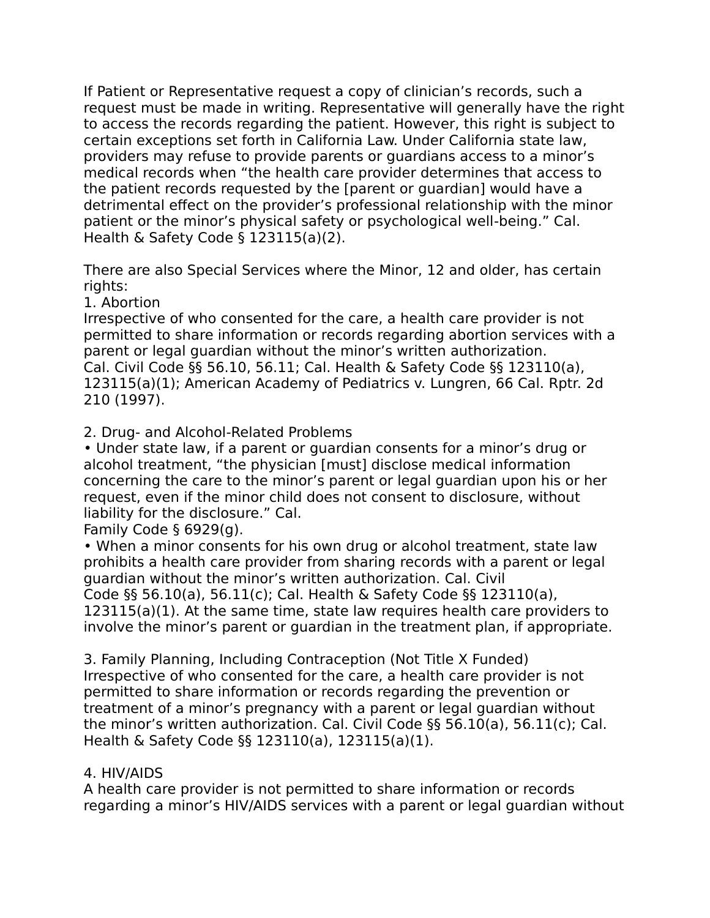If Patient or Representative request a copy of clinician's records, such a request must be made in writing. Representative will generally have the right to access the records regarding the patient. However, this right is subject to certain exceptions set forth in California Law. Under California state law, providers may refuse to provide parents or guardians access to a minor's medical records when "the health care provider determines that access to the patient records requested by the [parent or guardian] would have a detrimental effect on the provider's professional relationship with the minor patient or the minor's physical safety or psychological well-being." Cal. Health & Safety Code § 123115(a)(2).

There are also Special Services where the Minor, 12 and older, has certain rights:

1. Abortion

Irrespective of who consented for the care, a health care provider is not permitted to share information or records regarding abortion services with a parent or legal guardian without the minor's written authorization. Cal. Civil Code §§ 56.10, 56.11; Cal. Health & Safety Code §§ 123110(a), 123115(a)(1); American Academy of Pediatrics v. Lungren, 66 Cal. Rptr. 2d 210 (1997).

2. Drug- and Alcohol-Related Problems

- Under state law, if a parent or guardian consents for a minor's drug or alcohol treatment, "the physician [must] disclose medical information concerning the care to the minor's parent or legal guardian upon his or her request, even if the minor child does not consent to disclosure, without liability for the disclosure." Cal. Family Code § 6929(g).
- When a minor consents for his own drug or alcohol treatment, state law prohibits a health care provider from sharing records with a parent or legal guardian without the minor's written authorization. Cal. Civil Code §§ 56.10(a), 56.11(c); Cal. Health & Safety Code §§ 123110(a), 123115(a)(1). At the same time, state law requires health care providers to involve the minor's parent or guardian in the treatment plan, if appropriate.

3. Family Planning, Including Contraception (Not Title X Funded)

Irrespective of who consented for the care, a health care provider is not permitted to share information or records regarding the prevention or treatment of a minor's pregnancy with a parent or legal guardian without the minor's written authorization. Cal. Civil Code §§ 56.10(a), 56.11(c); Cal. Health & Safety Code §§ 123110(a), 123115(a)(1).

4. HIV/AIDS

A health care provider is not permitted to share information or records regarding a minor's HIV/AIDS services with a parent or legal guardian without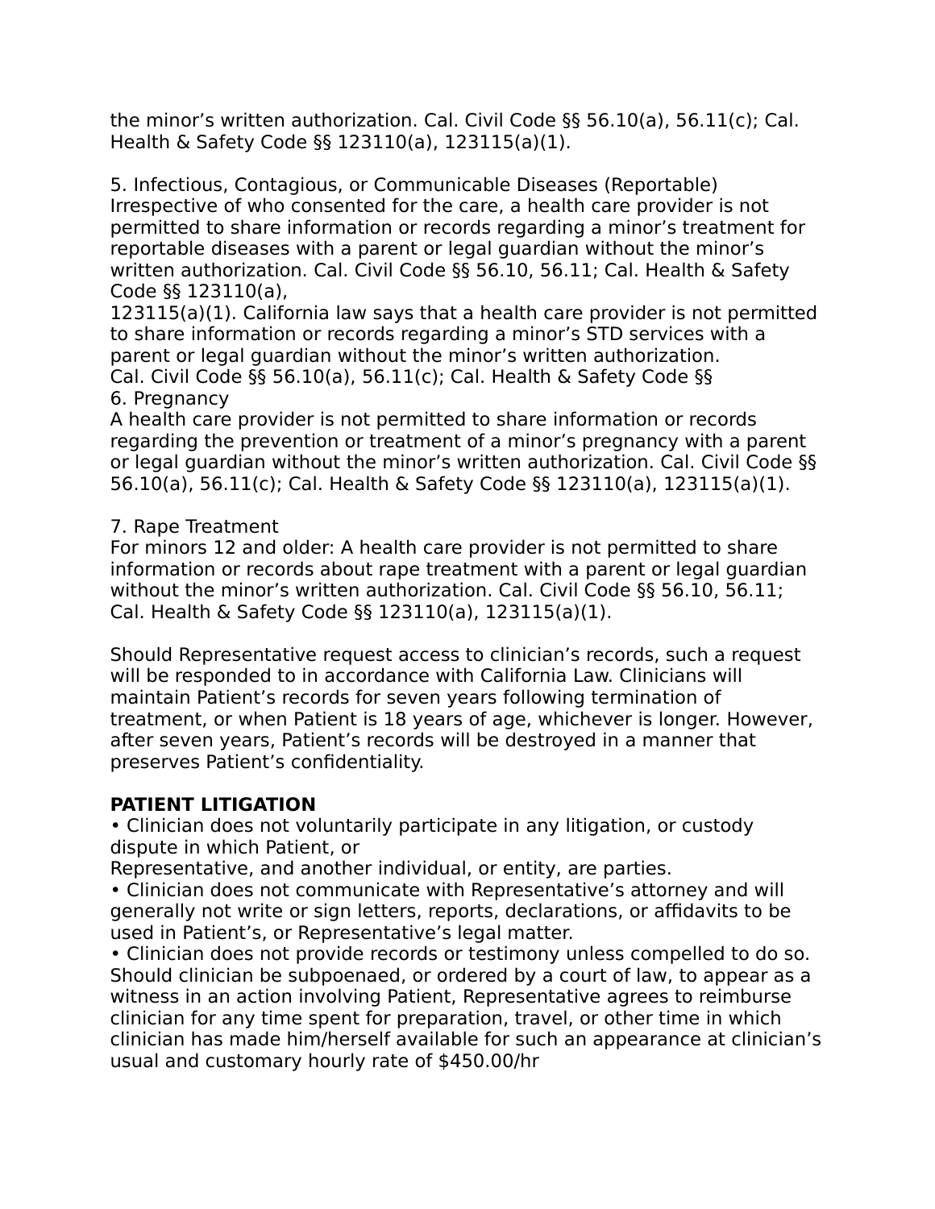the minor's written authorization. Cal. Civil Code §§ 56.10(a), 56.11(c); Cal. Health & Safety Code §§ 123110(a), 123115(a)(1).

5. Infectious, Contagious, or Communicable Diseases (Reportable)
Irrespective of who consented for the care, a health care provider is not permitted to share information or records regarding a minor's treatment for reportable diseases with a parent or legal guardian without the minor's written authorization. Cal. Civil Code §§ 56.10, 56.11; Cal. Health & Safety Code §§ 123110(a),
123115(a)(1). California law says that a health care provider is not permitted to share information or records regarding a minor's STD services with a parent or legal guardian without the minor's written authorization.
Cal. Civil Code §§ 56.10(a), 56.11(c); Cal. Health & Safety Code §§
6. Pregnancy
A health care provider is not permitted to share information or records regarding the prevention or treatment of a minor's pregnancy with a parent or legal guardian without the minor's written authorization. Cal. Civil Code §§ 56.10(a), 56.11(c); Cal. Health & Safety Code §§ 123110(a), 123115(a)(1).

7. Rape Treatment
For minors 12 and older: A health care provider is not permitted to share information or records about rape treatment with a parent or legal guardian without the minor's written authorization. Cal. Civil Code §§ 56.10, 56.11; Cal. Health & Safety Code §§ 123110(a), 123115(a)(1).

Should Representative request access to clinician's records, such a request will be responded to in accordance with California Law. Clinicians will maintain Patient's records for seven years following termination of treatment, or when Patient is 18 years of age, whichever is longer. However, after seven years, Patient's records will be destroyed in a manner that preserves Patient's confidentiality.

**PATIENT LITIGATION**

- Clinician does not voluntarily participate in any litigation, or custody dispute in which Patient, or
Representative, and another individual, or entity, are parties.
- Clinician does not communicate with Representative's attorney and will generally not write or sign letters, reports, declarations, or affidavits to be used in Patient's, or Representative's legal matter.
- Clinician does not provide records or testimony unless compelled to do so. Should clinician be subpoenaed, or ordered by a court of law, to appear as a witness in an action involving Patient, Representative agrees to reimburse clinician for any time spent for preparation, travel, or other time in which clinician has made him/herself available for such an appearance at clinician's usual and customary hourly rate of $450.00/hr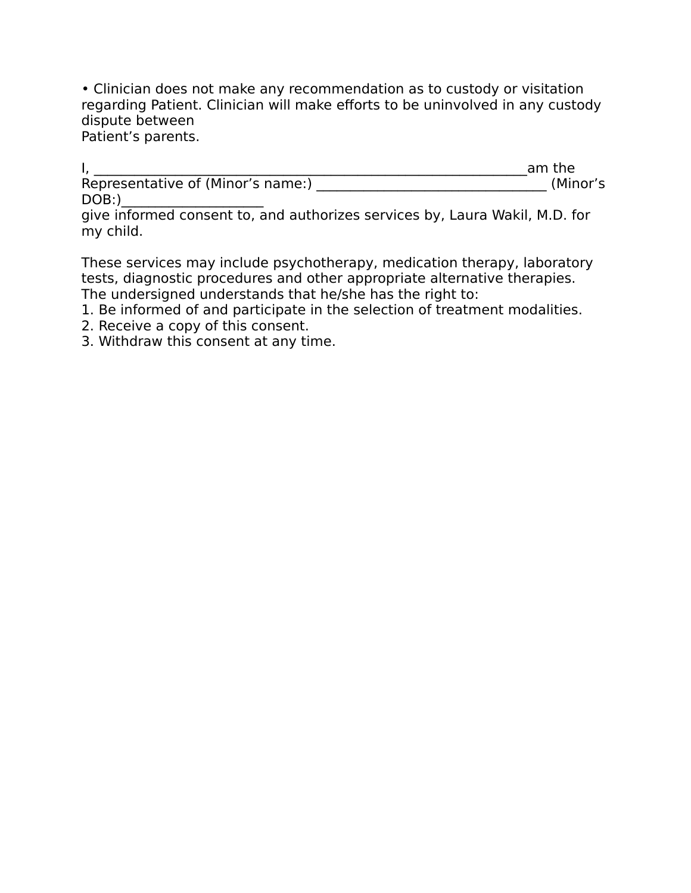- Clinician does not make any recommendation as to custody or visitation regarding Patient. Clinician will make efforts to be uninvolved in any custody dispute between Patient's parents.

I, ________________________________________________________________am the Representative of (Minor's name:) __________________________________ (Minor's DOB:)_____________________ give informed consent to, and authorizes services by, Laura Wakil, M.D. for my child.

These services may include psychotherapy, medication therapy, laboratory tests, diagnostic procedures and other appropriate alternative therapies. The undersigned understands that he/she has the right to:

1. Be informed of and participate in the selection of treatment modalities.
2. Receive a copy of this consent.
3. Withdraw this consent at any time.